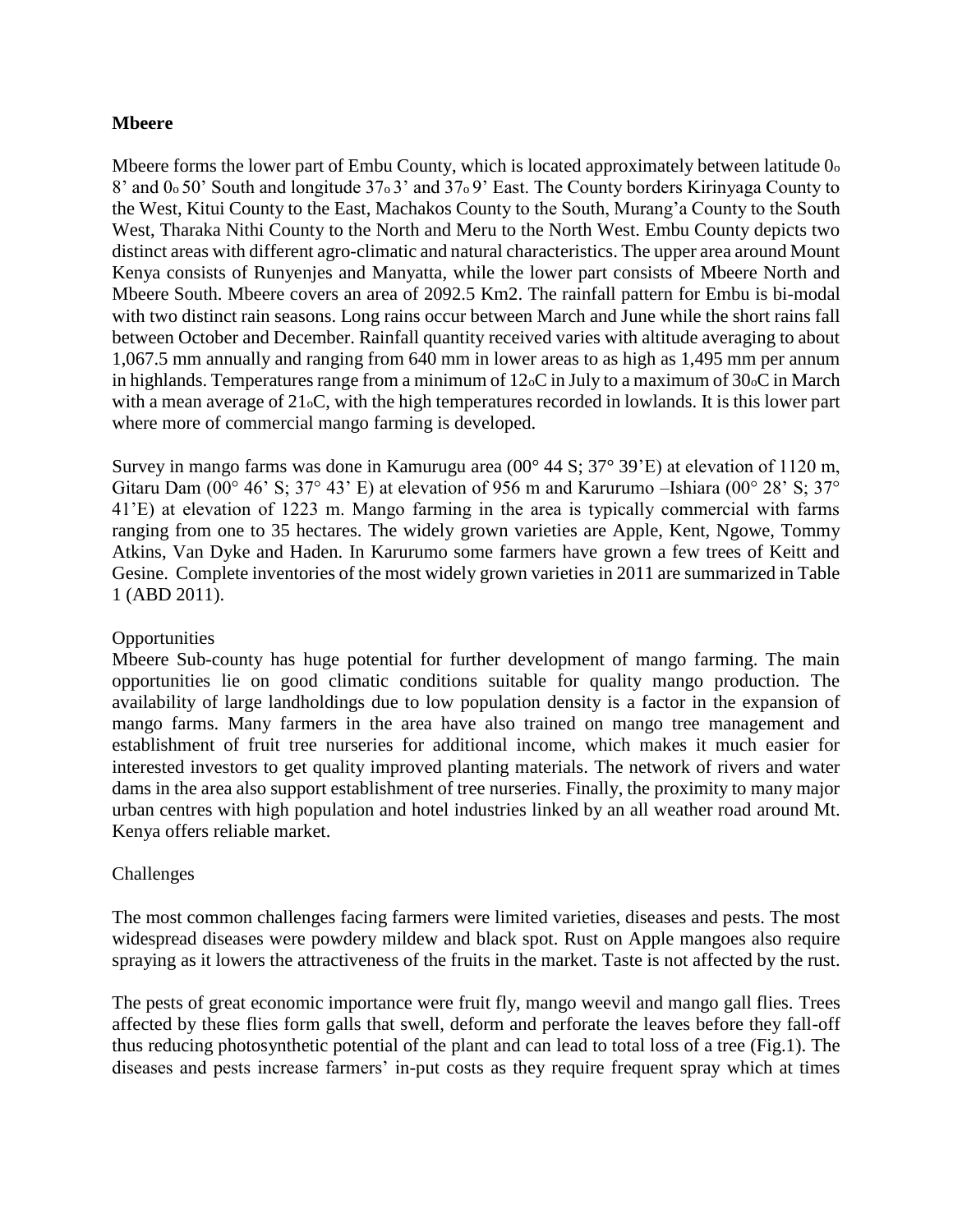**Mbeere**

Mbeere forms the lower part of Embu County, which is located approximately between latitude $0_o$ 8' and $0_o$ 50' South and longitude $37_o$ 3' and $37_o$ 9' East. The County borders Kirinyaga County to the West, Kitui County to the East, Machakos County to the South, Murang'a County to the South West, Tharaka Nithi County to the North and Meru to the North West. Embu County depicts two distinct areas with different agro-climatic and natural characteristics. The upper area around Mount Kenya consists of Runyenjes and Manyatta, while the lower part consists of Mbeere North and Mbeere South. Mbeere covers an area of 2092.5 Km2. The rainfall pattern for Embu is bi-modal with two distinct rain seasons. Long rains occur between March and June while the short rains fall between October and December. Rainfall quantity received varies with altitude averaging to about 1,067.5 mm annually and ranging from 640 mm in lower areas to as high as 1,495 mm per annum in highlands. Temperatures range from a minimum of $12_o$C in July to a maximum of $30_o$C in March with a mean average of $21_o$C, with the high temperatures recorded in lowlands. It is this lower part where more of commercial mango farming is developed.

Survey in mango farms was done in Kamurugu area (00° 44 S; 37° 39'E) at elevation of 1120 m, Gitaru Dam (00° 46' S; 37° 43' E) at elevation of 956 m and Karurumo –Ishiara (00° 28' S; 37° 41'E) at elevation of 1223 m. Mango farming in the area is typically commercial with farms ranging from one to 35 hectares. The widely grown varieties are Apple, Kent, Ngowe, Tommy Atkins, Van Dyke and Haden. In Karurumo some farmers have grown a few trees of Keitt and Gesine. Complete inventories of the most widely grown varieties in 2011 are summarized in Table 1 (ABD 2011).

Opportunities

Mbeere Sub-county has huge potential for further development of mango farming. The main opportunities lie on good climatic conditions suitable for quality mango production. The availability of large landholdings due to low population density is a factor in the expansion of mango farms. Many farmers in the area have also trained on mango tree management and establishment of fruit tree nurseries for additional income, which makes it much easier for interested investors to get quality improved planting materials. The network of rivers and water dams in the area also support establishment of tree nurseries. Finally, the proximity to many major urban centres with high population and hotel industries linked by an all weather road around Mt. Kenya offers reliable market.

Challenges

The most common challenges facing farmers were limited varieties, diseases and pests. The most widespread diseases were powdery mildew and black spot. Rust on Apple mangoes also require spraying as it lowers the attractiveness of the fruits in the market. Taste is not affected by the rust.

The pests of great economic importance were fruit fly, mango weevil and mango gall flies. Trees affected by these flies form galls that swell, deform and perforate the leaves before they fall-off thus reducing photosynthetic potential of the plant and can lead to total loss of a tree (Fig.1). The diseases and pests increase farmers' in-put costs as they require frequent spray which at times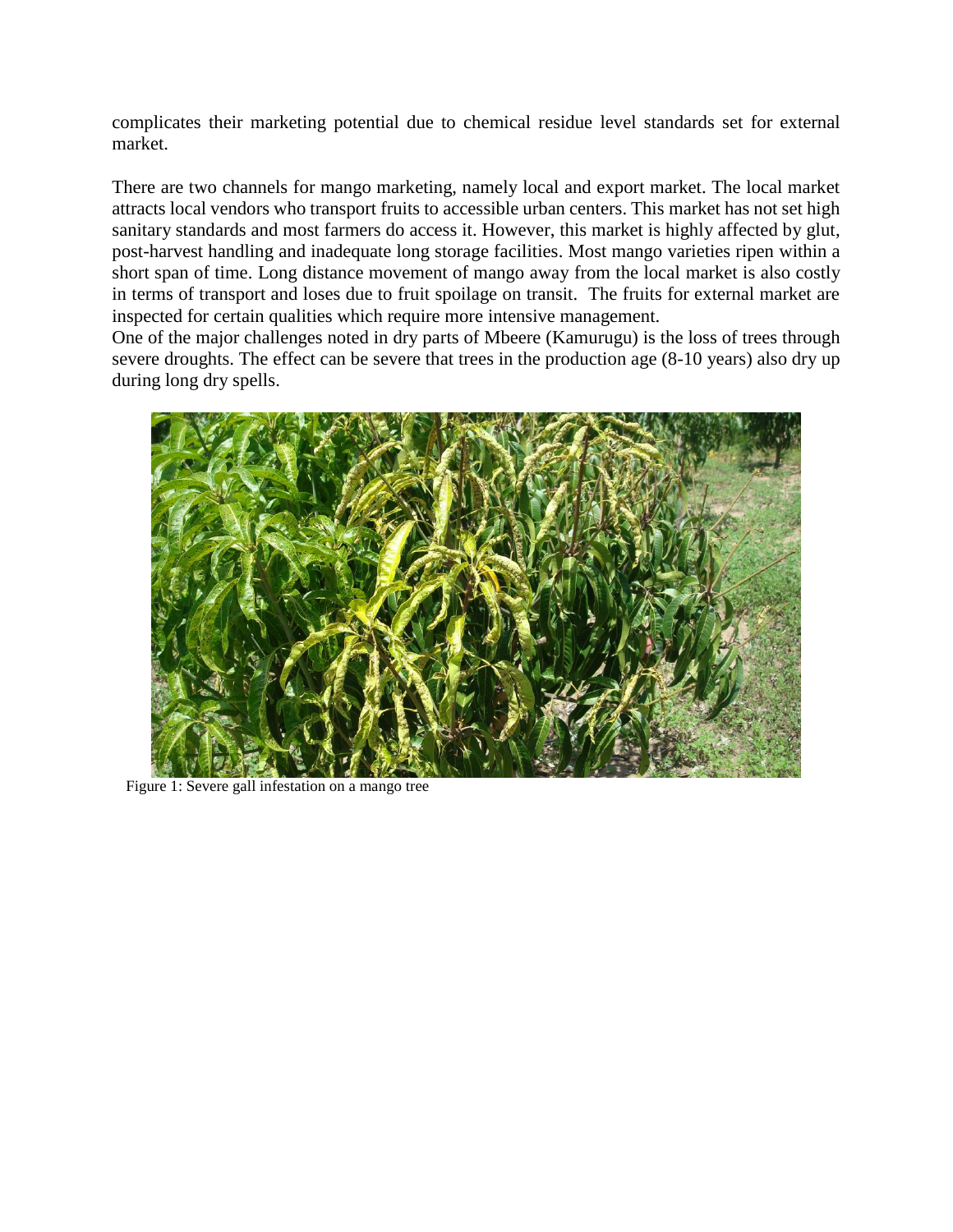complicates their marketing potential due to chemical residue level standards set for external market.

There are two channels for mango marketing, namely local and export market. The local market attracts local vendors who transport fruits to accessible urban centers. This market has not set high sanitary standards and most farmers do access it. However, this market is highly affected by glut, post-harvest handling and inadequate long storage facilities. Most mango varieties ripen within a short span of time. Long distance movement of mango away from the local market is also costly in terms of transport and loses due to fruit spoilage on transit. The fruits for external market are inspected for certain qualities which require more intensive management.

One of the major challenges noted in dry parts of Mbeere (Kamurugu) is the loss of trees through severe droughts. The effect can be severe that trees in the production age (8-10 years) also dry up during long dry spells.

Figure 1: Severe gall infestation on a mango tree